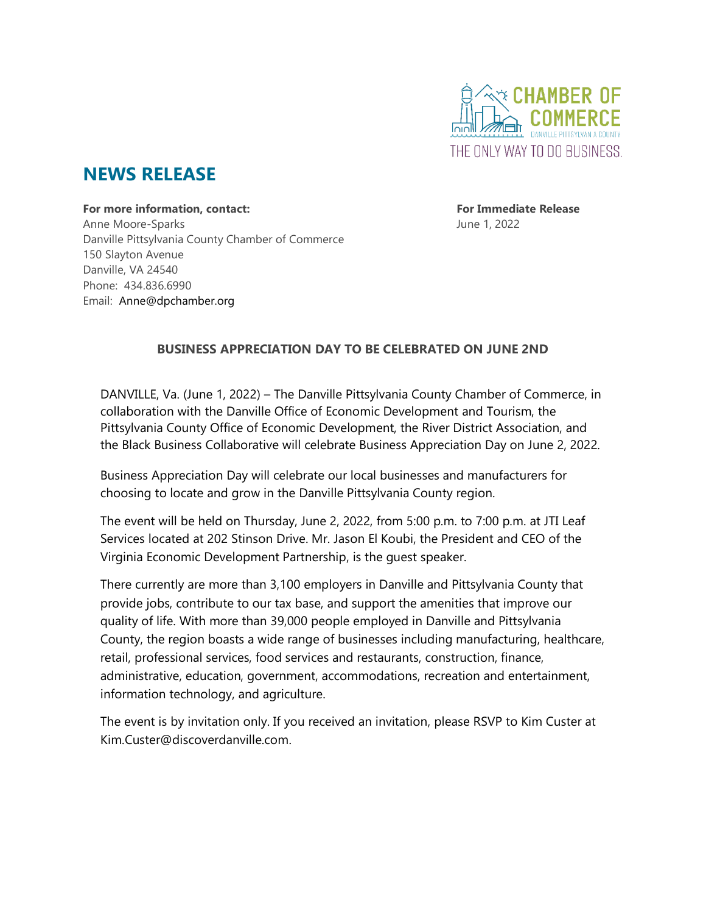CHAMBER OF COMMERCE
DANVILLE PITTSYLVANIA COUNTY
THE ONLY WAY TO DO BUSINESS.

# NEWS RELEASE

**For more information, contact:**
Anne Moore-Sparks
Danville Pittsylvania County Chamber of Commerce
150 Slayton Avenue
Danville, VA 24540
Phone: 434.836.6990
Email: Anne@dpchamber.org

**For Immediate Release**
June 1, 2022

**BUSINESS APPRECIATION DAY TO BE CELEBRATED ON JUNE 2ND**

DANVILLE, Va. (June 1, 2022) – The Danville Pittsylvania County Chamber of Commerce, in collaboration with the Danville Office of Economic Development and Tourism, the Pittsylvania County Office of Economic Development, the River District Association, and the Black Business Collaborative will celebrate Business Appreciation Day on June 2, 2022.

Business Appreciation Day will celebrate our local businesses and manufacturers for choosing to locate and grow in the Danville Pittsylvania County region.

The event will be held on Thursday, June 2, 2022, from 5:00 p.m. to 7:00 p.m. at JTI Leaf Services located at 202 Stinson Drive. Mr. Jason El Koubi, the President and CEO of the Virginia Economic Development Partnership, is the guest speaker.

There currently are more than 3,100 employers in Danville and Pittsylvania County that provide jobs, contribute to our tax base, and support the amenities that improve our quality of life. With more than 39,000 people employed in Danville and Pittsylvania County, the region boasts a wide range of businesses including manufacturing, healthcare, retail, professional services, food services and restaurants, construction, finance, administrative, education, government, accommodations, recreation and entertainment, information technology, and agriculture.

The event is by invitation only. If you received an invitation, please RSVP to Kim Custer at Kim.Custer@discoverdanville.com.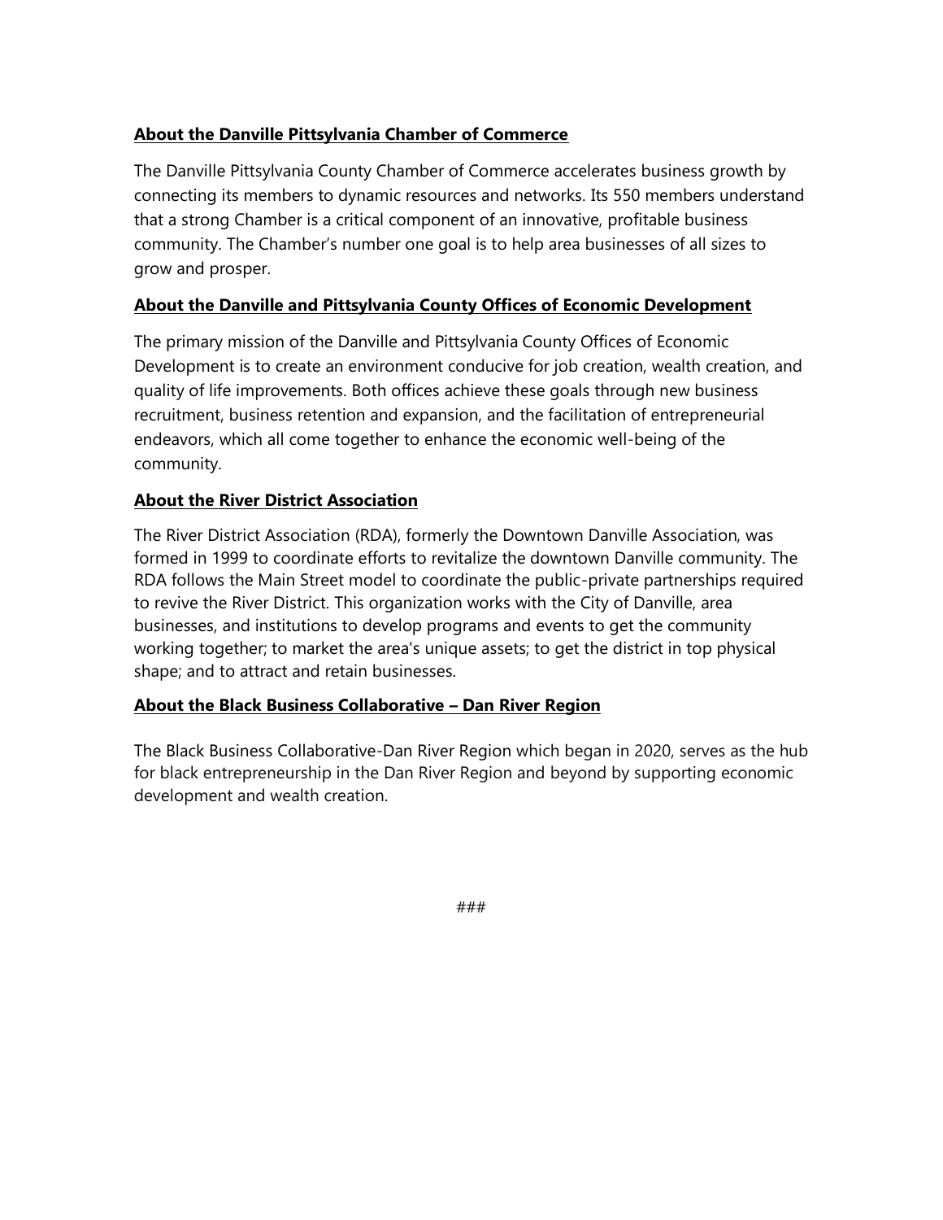**About the Danville Pittsylvania Chamber of Commerce**

The Danville Pittsylvania County Chamber of Commerce accelerates business growth by connecting its members to dynamic resources and networks. Its 550 members understand that a strong Chamber is a critical component of an innovative, profitable business community. The Chamber's number one goal is to help area businesses of all sizes to grow and prosper.

**About the Danville and Pittsylvania County Offices of Economic Development**

The primary mission of the Danville and Pittsylvania County Offices of Economic Development is to create an environment conducive for job creation, wealth creation, and quality of life improvements. Both offices achieve these goals through new business recruitment, business retention and expansion, and the facilitation of entrepreneurial endeavors, which all come together to enhance the economic well-being of the community.

**About the River District Association**

The River District Association (RDA), formerly the Downtown Danville Association, was formed in 1999 to coordinate efforts to revitalize the downtown Danville community. The RDA follows the Main Street model to coordinate the public-private partnerships required to revive the River District. This organization works with the City of Danville, area businesses, and institutions to develop programs and events to get the community working together; to market the area's unique assets; to get the district in top physical shape; and to attract and retain businesses.

**About the Black Business Collaborative – Dan River Region**

The Black Business Collaborative-Dan River Region which began in 2020, serves as the hub for black entrepreneurship in the Dan River Region and beyond by supporting economic development and wealth creation.

###